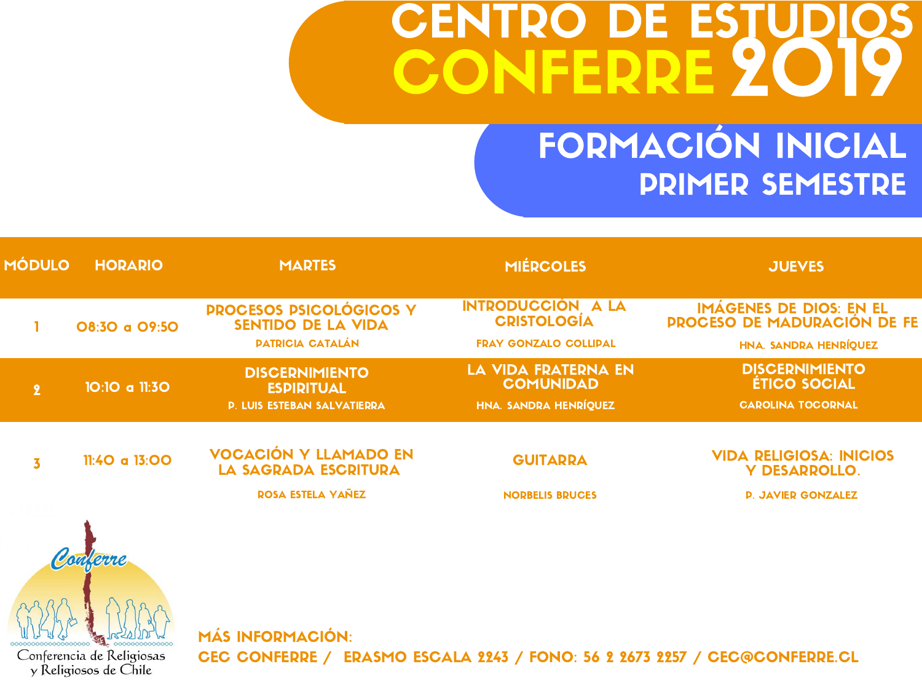# CENTRO DE ESTUDIOS CONFERRE 2019

## FORMACIÓN INICIAL
### PRIMER SEMESTRE

| MÓDULO | HORARIO | MARTES | MIÉRCOLES | JUEVES |
|---|---|---|---|---|
| 1 | 08:30 a 09:50 | PROCESOS PSICOLÓGICOS Y SENTIDO DE LA VIDA<br>PATRICIA CATALÁN | INTRODUCCIÓN A LA CRISTOLOGÍA<br>FRAY GONZALO COLLIPAL | IMÁGENES DE DIOS: EN EL PROCESO DE MADURACIÓN DE FE<br>HNA. SANDRA HENRÍQUEZ |
| 2 | 10:10 a 11:30 | DISCERNIMIENTO ESPIRITUAL<br>P. LUIS ESTEBAN SALVATIERRA | LA VIDA FRATERNA EN COMUNIDAD<br>HNA. SANDRA HENRÍQUEZ | DISCERNIMIENTO ÉTICO SOCIAL<br>CAROLINA TOCORNAL |
| 3 | 11:40 a 13:00 | VOCACIÓN Y LLAMADO EN LA SAGRADA ESCRITURA<br>ROSA ESTELA YAÑEZ | GUITARRA<br>NORBELIS BRUCES | VIDA RELIGIOSA: INICIOS Y DESARROLLO.<br>P. JAVIER GONZALEZ |

Conferre
Conferencia de Religiosas y Religiosos de Chile

MÁS INFORMACIÓN:
CEC CONFERRE / ERASMO ESCALA 2243 / FONO: 56 2 2673 2257 / CEC@CONFERRE.CL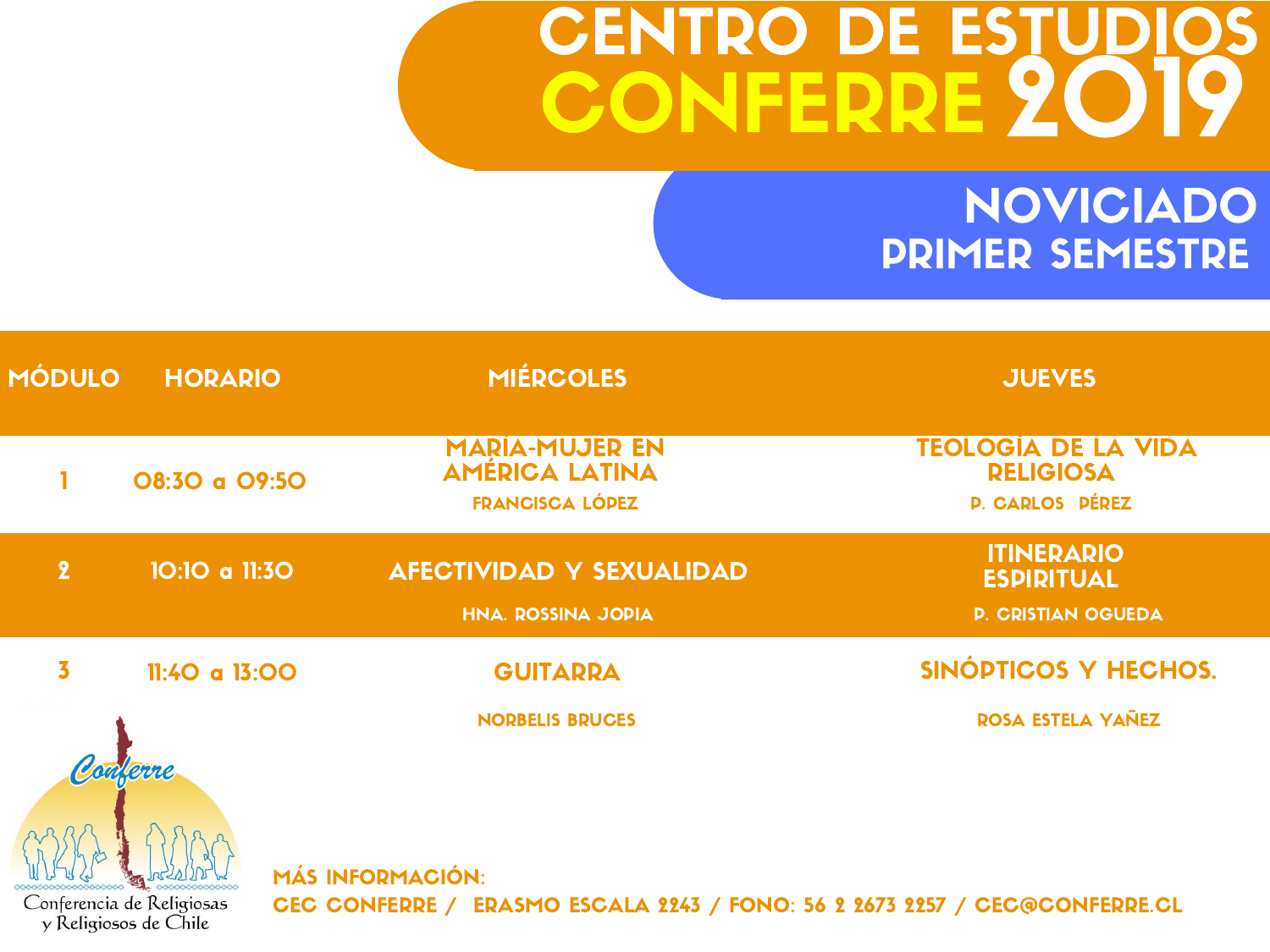# CENTRO DE ESTUDIOS CONFERRE 2019

## NOVICIADO

### PRIMER SEMESTRE

| MÓDULO | HORARIO | MIÉRCOLES | JUEVES |
|---|---|---|---|
| 1 | 08:30 a 09:50 | MARÍA-MUJER EN AMÉRICA LATINA<br>FRANCISCA LÓPEZ | TEOLOGÍA DE LA VIDA RELIGIOSA<br>P. CARLOS PÉREZ |
| 2 | 10:10 a 11:30 | AFECTIVIDAD Y SEXUALIDAD<br>HNA. ROSSINA JOPIA | ITINERARIO ESPIRITUAL<br>P. CRISTIAN OGUEDA |
| 3 | 11:40 a 13:00 | GUITARRA<br>NORBELIS BRUCES | SINÓPTICOS Y HECHOS.<br>ROSA ESTELA YAÑEZ |

Conferre
Conferencia de Religiosas y Religiosos de Chile

MÁS INFORMACIÓN:
CEC CONFERRE / ERASMO ESCALA 2243 / FONO: 56 2 2673 2257 / CEC@CONFERRE.CL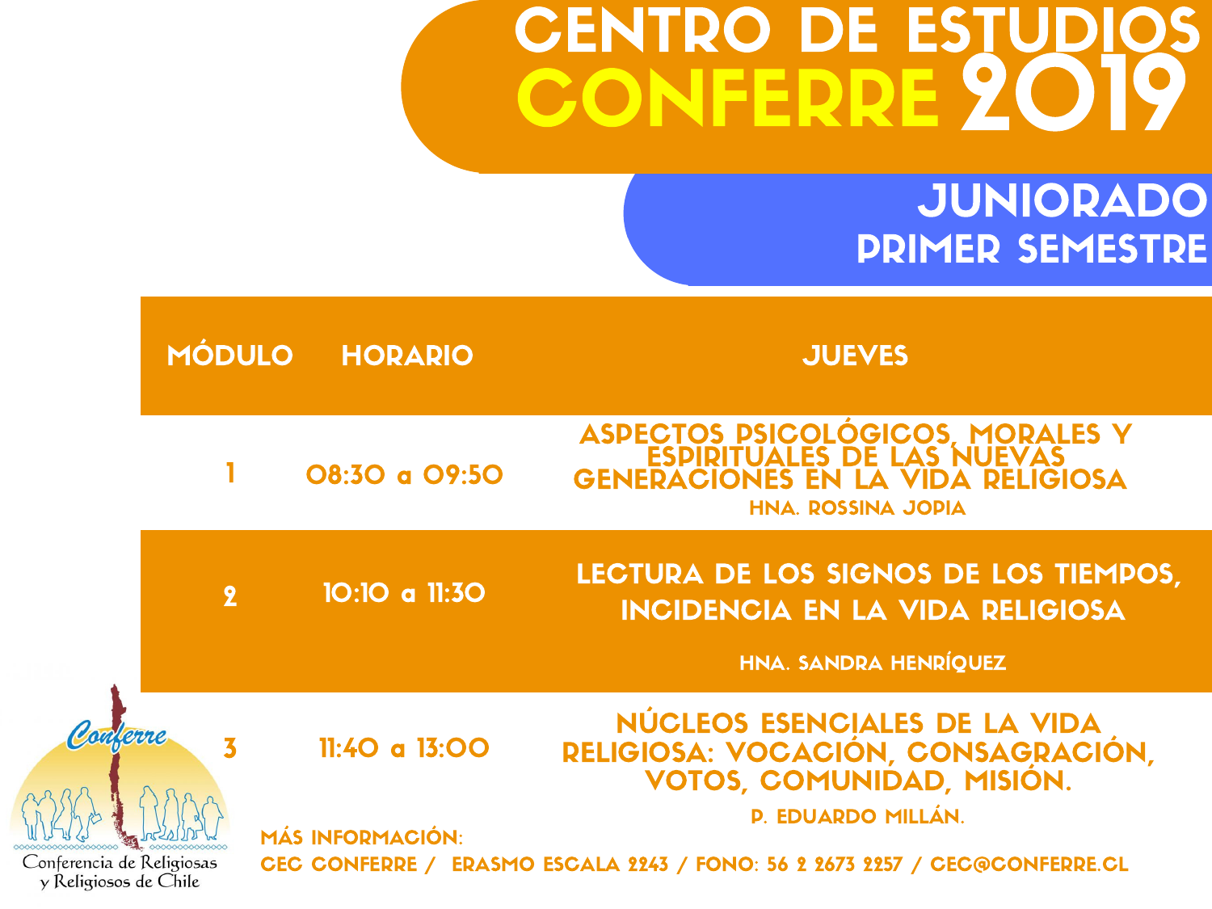# CENTRO DE ESTUDIOS CONFERRE 2019

## JUNIORADO
### PRIMER SEMESTRE

| MÓDULO | HORARIO | JUEVES |
|---|---|---|
| 1 | 08:30 a 09:50 | ASPECTOS PSICOLÓGICOS, MORALES Y ESPIRITUALES DE LAS NUEVAS GENERACIONES EN LA VIDA RELIGIOSA<br>HNA. ROSSINA JOPIA |
| 2 | 10:10 a 11:30 | LECTURA DE LOS SIGNOS DE LOS TIEMPOS, INCIDENCIA EN LA VIDA RELIGIOSA<br>HNA. SANDRA HENRÍQUEZ |
| 3 | 11:40 a 13:00 | NÚCLEOS ESENCIALES DE LA VIDA RELIGIOSA: VOCACIÓN, CONSAGRACIÓN, VOTOS, COMUNIDAD, MISIÓN.<br>P. EDUARDO MILLÁN. |

MÁS INFORMACIÓN:
CEC CONFERRE / ERASMO ESCALA 2243 / FONO: 56 2 2673 2257 / CEC@CONFERRE.CL

Conferre
Conferencia de Religiosas y Religiosos de Chile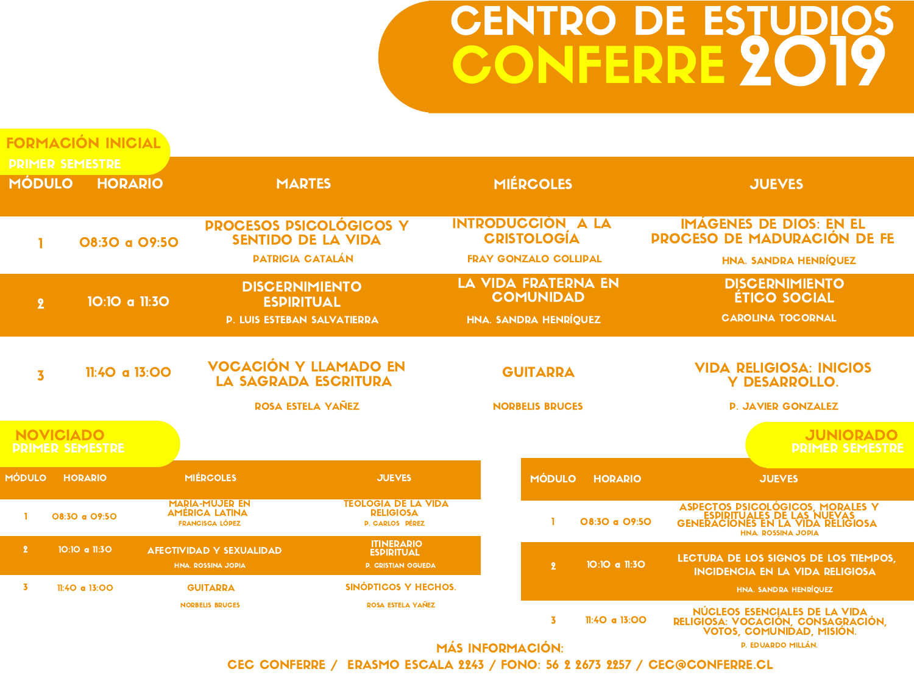# CENTRO DE ESTUDIOS CONFERRE 2019

## FORMACIÓN INICIAL

### PRIMER SEMESTRE

| MÓDULO | HORARIO | MARTES | MIÉRCOLES | JUEVES |
|---|---|---|---|---|
| 1 | 08:30 a 09:50 | PROCESOS PSICOLÓGICOS Y SENTIDO DE LA VIDA<br>PATRICIA CATALÁN | INTRODUCCIÓN A LA CRISTOLOGÍA<br>FRAY GONZALO COLLIPAL | IMÁGENES DE DIOS: EN EL PROCESO DE MADURACIÓN DE FE<br>HNA. SANDRA HENRÍQUEZ |
| 2 | 10:10 a 11:30 | DISCERNIMIENTO ESPIRITUAL<br>P. LUIS ESTEBAN SALVATIERRA | LA VIDA FRATERNA EN COMUNIDAD<br>HNA. SANDRA HENRÍQUEZ | DISCERNIMIENTO ÉTICO SOCIAL<br>CAROLINA TOCORNAL |
| 3 | 11:40 a 13:00 | VOCACIÓN Y LLAMADO EN LA SAGRADA ESCRITURA<br>ROSA ESTELA YAÑEZ | GUITARRA<br>NORBELIS BRUCES | VIDA RELIGIOSA: INICIOS Y DESARROLLO.<br>P. JAVIER GONZALEZ |

## NOVICIADO

### PRIMER SEMESTRE

| MÓDULO | HORARIO | MIÉRCOLES | JUEVES |
|---|---|---|---|
| 1 | 08:30 a 09:50 | MARÍA-MUJER EN AMÉRICA LATINA<br>FRANCISCA LÓPEZ | TEOLOGÍA DE LA VIDA RELIGIOSA<br>P. CARLOS PÉREZ |
| 2 | 10:10 a 11:30 | AFECTIVIDAD Y SEXUALIDAD<br>HNA. ROSSINA JOPIA | ITINERARIO ESPIRITUAL<br>P. CRISTIAN OGUEDA |
| 3 | 11:40 a 13:00 | GUITARRA<br>NORBELIS BRUCES | SINÓPTICOS Y HECHOS.<br>ROSA ESTELA YAÑEZ |

## JUNIORADO

### PRIMER SEMESTRE

| MÓDULO | HORARIO | JUEVES |
|---|---|---|
| 1 | 08:30 a 09:50 | ASPECTOS PSICOLÓGICOS, MORALES Y ESPIRITUALES DE LAS NUEVAS GENERACIONES EN LA VIDA RELIGIOSA<br>HNA. ROSSINA JOPIA |
| 2 | 10:10 a 11:30 | LECTURA DE LOS SIGNOS DE LOS TIEMPOS, INCIDENCIA EN LA VIDA RELIGIOSA<br>HNA. SANDRA HENRÍQUEZ |
| 3 | 11:40 a 13:00 | NÚCLEOS ESENCIALES DE LA VIDA RELIGIOSA: VOCACIÓN, CONSAGRACIÓN, VOTOS, COMUNIDAD, MISIÓN.<br>P. EDUARDO MILLÁN. |

**MÁS INFORMACIÓN:**

**CEC CONFERRE / ERASMO ESCALA 2243 / FONO: 56 2 2673 2257 / CEC@CONFERRE.CL**